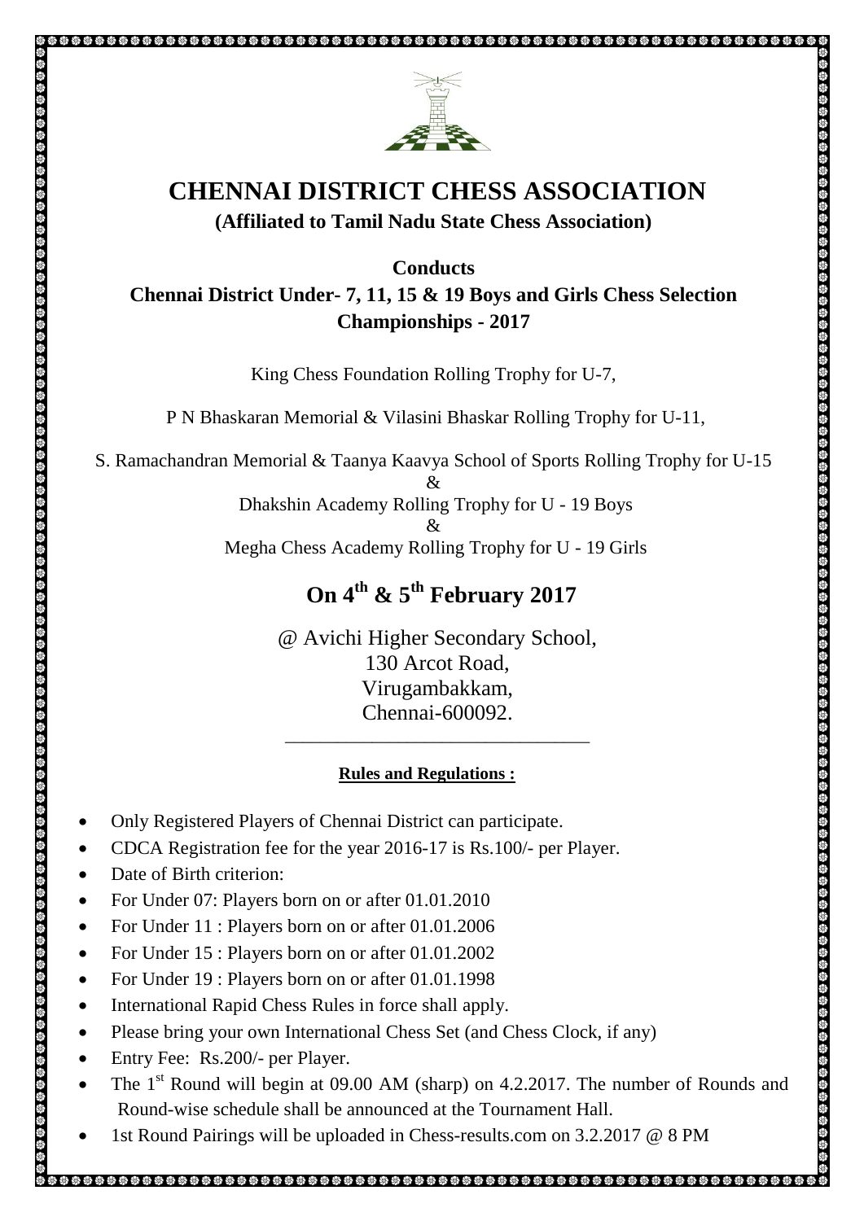# CHENNAI DISTRICT CHESS ASSOCIATION

**(Affiliated to Tamil Nadu State Chess Association)**

**Conducts**

## Chennai District Under- 7, 11, 15 & 19 Boys and Girls Chess Selection Championships - 2017

King Chess Foundation Rolling Trophy for U-7,

P N Bhaskaran Memorial & Vilasini Bhaskar Rolling Trophy for U-11,

S. Ramachandran Memorial & Taanya Kaavya School of Sports Rolling Trophy for U-15

&

Dhakshin Academy Rolling Trophy for U - 19 Boys

&

Megha Chess Academy Rolling Trophy for U - 19 Girls

## On 4th & 5th February 2017

@ Avichi Higher Secondary School,
130 Arcot Road,
Virugambakkam,
Chennai-600092.

---

**Rules and Regulations :**

- Only Registered Players of Chennai District can participate.
- CDCA Registration fee for the year 2016-17 is Rs.100/- per Player.
- Date of Birth criterion:
- For Under 07: Players born on or after 01.01.2010
- For Under 11 : Players born on or after 01.01.2006
- For Under 15 : Players born on or after 01.01.2002
- For Under 19 : Players born on or after 01.01.1998
- International Rapid Chess Rules in force shall apply.
- Please bring your own International Chess Set (and Chess Clock, if any)
- Entry Fee: Rs.200/- per Player.
- The 1st Round will begin at 09.00 AM (sharp) on 4.2.2017. The number of Rounds and Round-wise schedule shall be announced at the Tournament Hall.
- 1st Round Pairings will be uploaded in Chess-results.com on 3.2.2017 @ 8 PM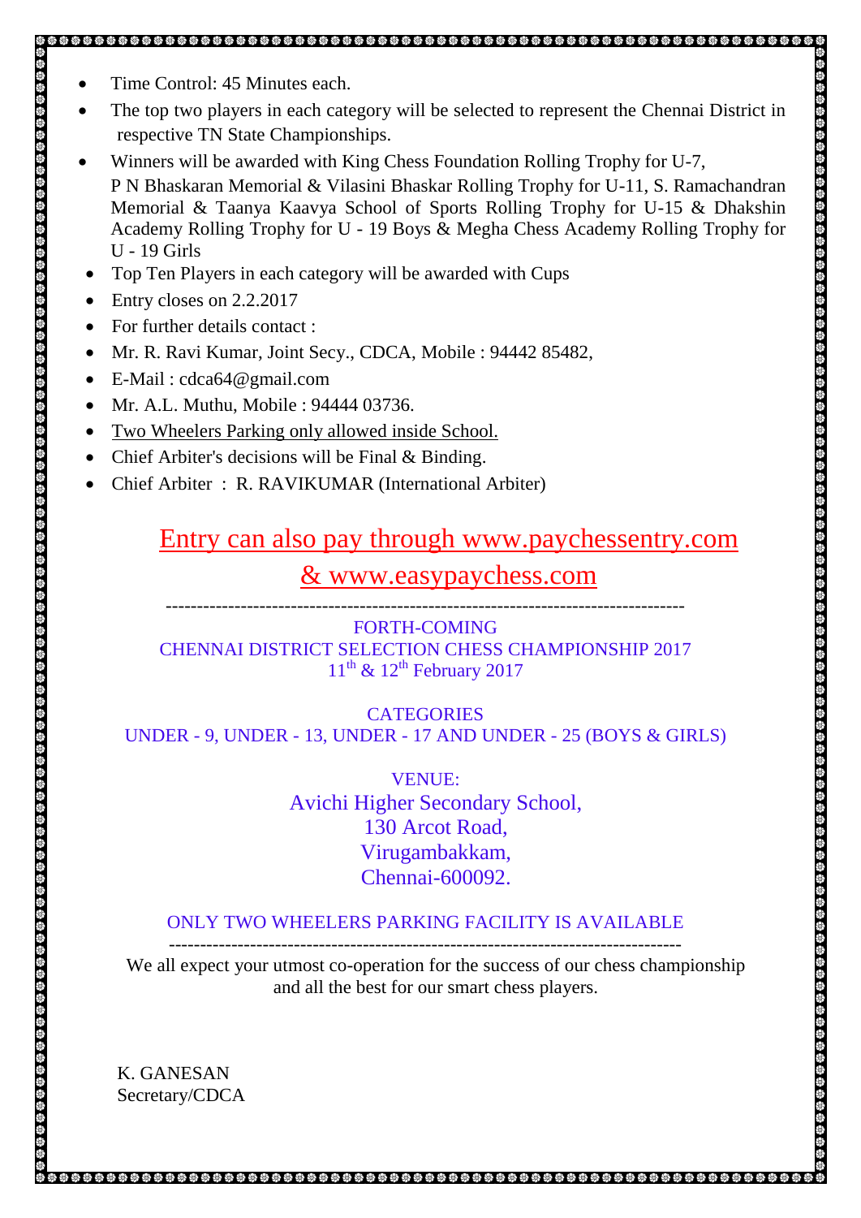- Time Control: 45 Minutes each.
- The top two players in each category will be selected to represent the Chennai District in respective TN State Championships.
- Winners will be awarded with King Chess Foundation Rolling Trophy for U-7, P N Bhaskaran Memorial & Vilasini Bhaskar Rolling Trophy for U-11, S. Ramachandran Memorial & Taanya Kaavya School of Sports Rolling Trophy for U-15 & Dhakshin Academy Rolling Trophy for U - 19 Boys & Megha Chess Academy Rolling Trophy for U - 19 Girls
- Top Ten Players in each category will be awarded with Cups
- Entry closes on 2.2.2017
- For further details contact :
- Mr. R. Ravi Kumar, Joint Secy., CDCA, Mobile : 94442 85482,
- E-Mail : cdca64@gmail.com
- Mr. A.L. Muthu, Mobile : 94444 03736.
- Two Wheelers Parking only allowed inside School.
- Chief Arbiter's decisions will be Final & Binding.
- Chief Arbiter : R. RAVIKUMAR (International Arbiter)

## Entry can also pay through www.paychessentry.com & www.easypaychess.com

---

FORTH-COMING
CHENNAI DISTRICT SELECTION CHESS CHAMPIONSHIP 2017
11th & 12th February 2017

CATEGORIES
UNDER - 9, UNDER - 13, UNDER - 17 AND UNDER - 25 (BOYS & GIRLS)

VENUE:
Avichi Higher Secondary School,
130 Arcot Road,
Virugambakkam,
Chennai-600092.

ONLY TWO WHEELERS PARKING FACILITY IS AVAILABLE

---

We all expect your utmost co-operation for the success of our chess championship and all the best for our smart chess players.

K. GANESAN
Secretary/CDCA